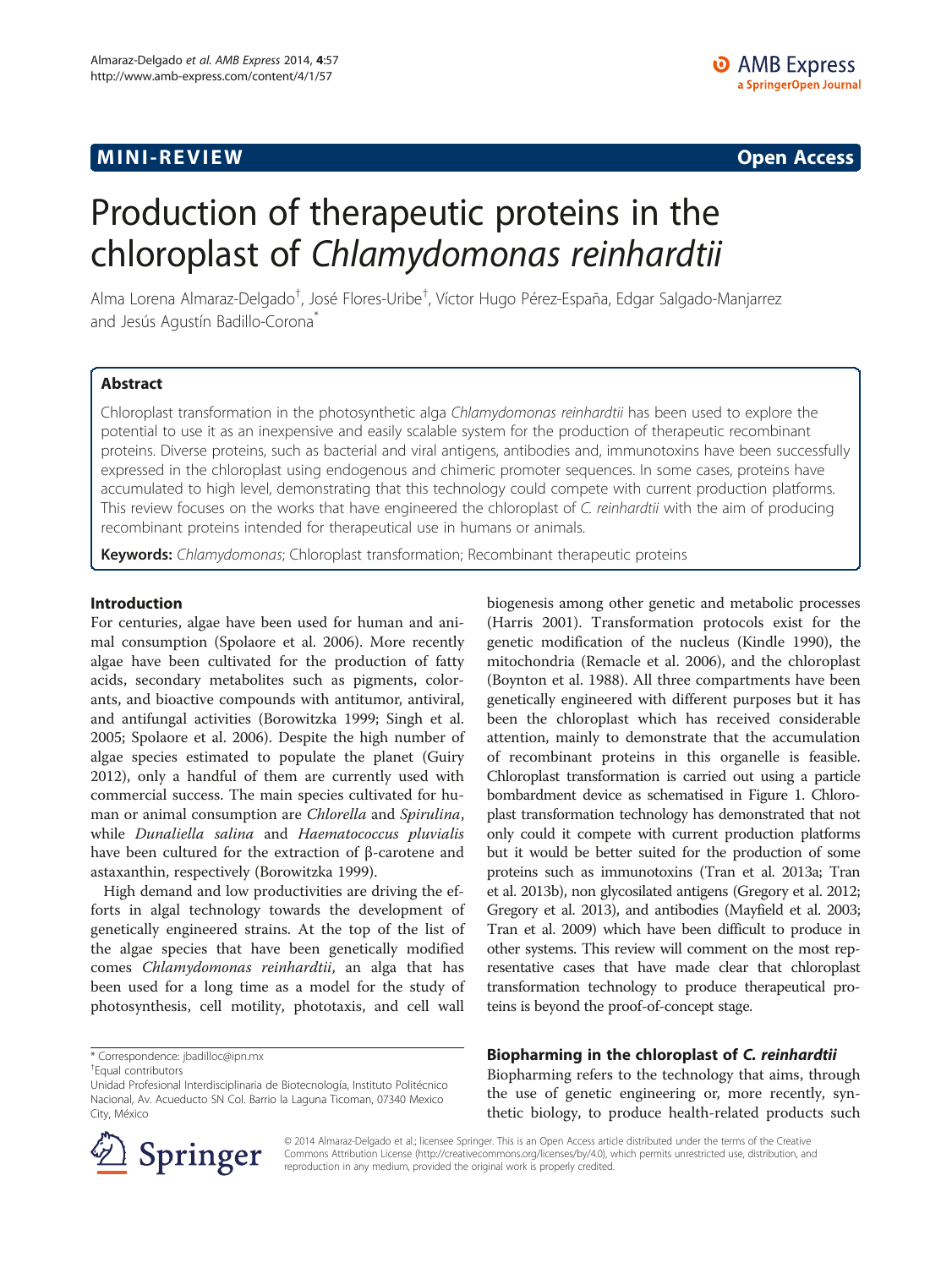**MINI-REVIEW** **Open Access**

# Production of therapeutic proteins in the chloroplast of *Chlamydomonas reinhardtii*

Alma Lorena Almaraz-Delgado[†], José Flores-Uribe[†], Víctor Hugo Pérez-España, Edgar Salgado-Manjarrez and Jesús Agustín Badillo-Corona[*]

## Abstract

Chloroplast transformation in the photosynthetic alga *Chlamydomonas reinhardtii* has been used to explore the potential to use it as an inexpensive and easily scalable system for the production of therapeutic recombinant proteins. Diverse proteins, such as bacterial and viral antigens, antibodies and, immunotoxins have been successfully expressed in the chloroplast using endogenous and chimeric promoter sequences. In some cases, proteins have accumulated to high level, demonstrating that this technology could compete with current production platforms. This review focuses on the works that have engineered the chloroplast of *C. reinhardtii* with the aim of producing recombinant proteins intended for therapeutical use in humans or animals.

**Keywords:** *Chlamydomonas*; Chloroplast transformation; Recombinant therapeutic proteins

## Introduction

For centuries, algae have been used for human and animal consumption (Spolaore et al. 2006). More recently algae have been cultivated for the production of fatty acids, secondary metabolites such as pigments, colorants, and bioactive compounds with antitumor, antiviral, and antifungal activities (Borowitzka 1999; Singh et al. 2005; Spolaore et al. 2006). Despite the high number of algae species estimated to populate the planet (Guiry 2012), only a handful of them are currently used with commercial success. The main species cultivated for human or animal consumption are *Chlorella* and *Spirulina*, while *Dunaliella salina* and *Haematococcus pluvialis* have been cultured for the extraction of β-carotene and astaxanthin, respectively (Borowitzka 1999).

High demand and low productivities are driving the efforts in algal technology towards the development of genetically engineered strains. At the top of the list of the algae species that have been genetically modified comes *Chlamydomonas reinhardtii*, an alga that has been used for a long time as a model for the study of photosynthesis, cell motility, phototaxis, and cell wall biogenesis among other genetic and metabolic processes (Harris 2001). Transformation protocols exist for the genetic modification of the nucleus (Kindle 1990), the mitochondria (Remacle et al. 2006), and the chloroplast (Boynton et al. 1988). All three compartments have been genetically engineered with different purposes but it has been the chloroplast which has received considerable attention, mainly to demonstrate that the accumulation of recombinant proteins in this organelle is feasible. Chloroplast transformation is carried out using a particle bombardment device as schematised in Figure 1. Chloroplast transformation technology has demonstrated that not only could it compete with current production platforms but it would be better suited for the production of some proteins such as immunotoxins (Tran et al. 2013a; Tran et al. 2013b), non glycosilated antigens (Gregory et al. 2012; Gregory et al. 2013), and antibodies (Mayfield et al. 2003; Tran et al. 2009) which have been difficult to produce in other systems. This review will comment on the most representative cases that have made clear that chloroplast transformation technology to produce therapeutical proteins is beyond the proof-of-concept stage.

## Biopharming in the chloroplast of *C. reinhardtii*

Biopharming refers to the technology that aims, through the use of genetic engineering or, more recently, synthetic biology, to produce health-related products such

\* Correspondence: jbadilloc@ipn.mx
[†]Equal contributors
Unidad Profesional Interdisciplinaria de Biotecnología, Instituto Politécnico Nacional, Av. Acueducto SN Col. Barrio la Laguna Ticoman, 07340 Mexico City, México

© 2014 Almaraz-Delgado et al.; licensee Springer. This is an Open Access article distributed under the terms of the Creative Commons Attribution License (http://creativecommons.org/licenses/by/4.0), which permits unrestricted use, distribution, and reproduction in any medium, provided the original work is properly credited.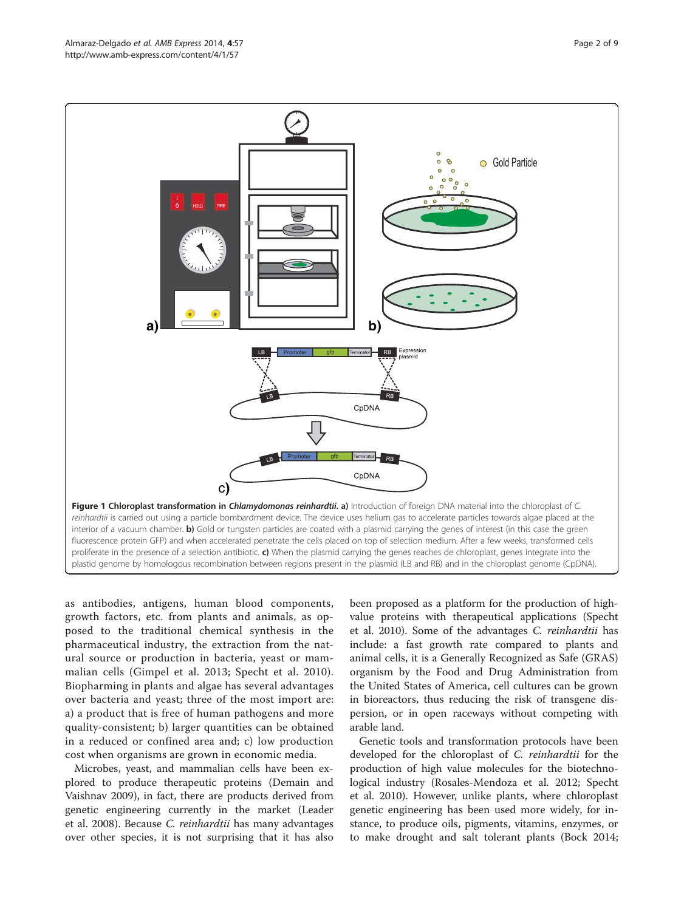**Figure 1 Chloroplast transformation in *Chlamydomonas reinhardtii*. a)** Introduction of foreign DNA material into the chloroplast of *C. reinhardtii* is carried out using a particle bombardment device. The device uses helium gas to accelerate particles towards algae placed at the interior of a vacuum chamber. **b)** Gold or tungsten particles are coated with a plasmid carrying the genes of interest (in this case the green fluorescence protein GFP) and when accelerated penetrate the cells placed on top of selection medium. After a few weeks, transformed cells proliferate in the presence of a selection antibiotic. **c)** When the plasmid carrying the genes reaches de chloroplast, genes integrate into the plastid genome by homologous recombination between regions present in the plasmid (LB and RB) and in the chloroplast genome (CpDNA).

as antibodies, antigens, human blood components, growth factors, etc. from plants and animals, as opposed to the traditional chemical synthesis in the pharmaceutical industry, the extraction from the natural source or production in bacteria, yeast or mammalian cells (Gimpel et al. 2013; Specht et al. 2010). Biopharming in plants and algae has several advantages over bacteria and yeast; three of the most import are: a) a product that is free of human pathogens and more quality-consistent; b) larger quantities can be obtained in a reduced or confined area and; c) low production cost when organisms are grown in economic media.

Microbes, yeast, and mammalian cells have been explored to produce therapeutic proteins (Demain and Vaishnav 2009), in fact, there are products derived from genetic engineering currently in the market (Leader et al. 2008). Because *C. reinhardtii* has many advantages over other species, it is not surprising that it has also been proposed as a platform for the production of high-value proteins with therapeutical applications (Specht et al. 2010). Some of the advantages *C. reinhardtii* has include: a fast growth rate compared to plants and animal cells, it is a Generally Recognized as Safe (GRAS) organism by the Food and Drug Administration from the United States of America, cell cultures can be grown in bioreactors, thus reducing the risk of transgene dispersion, or in open raceways without competing with arable land.

Genetic tools and transformation protocols have been developed for the chloroplast of *C. reinhardtii* for the production of high value molecules for the biotechnological industry (Rosales-Mendoza et al. 2012; Specht et al. 2010). However, unlike plants, where chloroplast genetic engineering has been used more widely, for instance, to produce oils, pigments, vitamins, enzymes, or to make drought and salt tolerant plants (Bock 2014;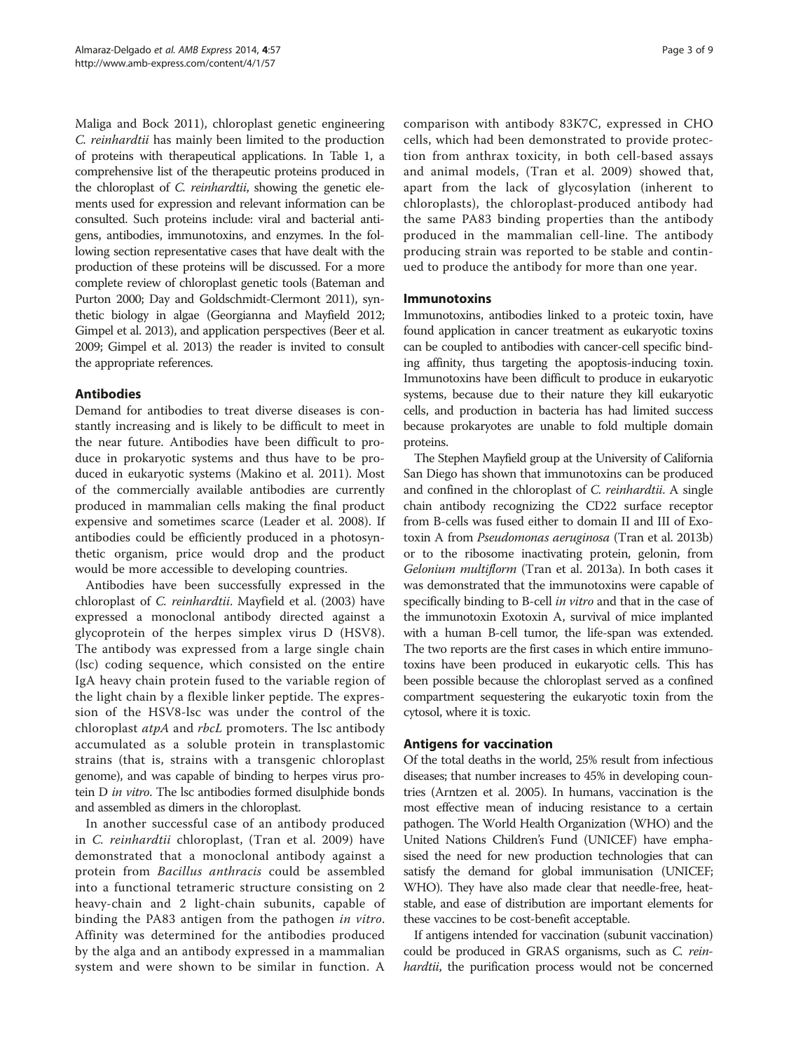Maliga and Bock 2011), chloroplast genetic engineering *C. reinhardtii* has mainly been limited to the production of proteins with therapeutical applications. In Table 1, a comprehensive list of the therapeutic proteins produced in the chloroplast of *C. reinhardtii*, showing the genetic elements used for expression and relevant information can be consulted. Such proteins include: viral and bacterial antigens, antibodies, immunotoxins, and enzymes. In the following section representative cases that have dealt with the production of these proteins will be discussed. For a more complete review of chloroplast genetic tools (Bateman and Purton 2000; Day and Goldschmidt-Clermont 2011), synthetic biology in algae (Georgianna and Mayfield 2012; Gimpel et al. 2013), and application perspectives (Beer et al. 2009; Gimpel et al. 2013) the reader is invited to consult the appropriate references.

## Antibodies

Demand for antibodies to treat diverse diseases is constantly increasing and is likely to be difficult to meet in the near future. Antibodies have been difficult to produce in prokaryotic systems and thus have to be produced in eukaryotic systems (Makino et al. 2011). Most of the commercially available antibodies are currently produced in mammalian cells making the final product expensive and sometimes scarce (Leader et al. 2008). If antibodies could be efficiently produced in a photosynthetic organism, price would drop and the product would be more accessible to developing countries.

Antibodies have been successfully expressed in the chloroplast of *C. reinhardtii*. Mayfield et al. (2003) have expressed a monoclonal antibody directed against a glycoprotein of the herpes simplex virus D (HSV8). The antibody was expressed from a large single chain (lsc) coding sequence, which consisted on the entire IgA heavy chain protein fused to the variable region of the light chain by a flexible linker peptide. The expression of the HSV8-lsc was under the control of the chloroplast *atpA* and *rbcL* promoters. The lsc antibody accumulated as a soluble protein in transplastomic strains (that is, strains with a transgenic chloroplast genome), and was capable of binding to herpes virus protein D *in vitro*. The lsc antibodies formed disulphide bonds and assembled as dimers in the chloroplast.

In another successful case of an antibody produced in *C. reinhardtii* chloroplast, (Tran et al. 2009) have demonstrated that a monoclonal antibody against a protein from *Bacillus anthracis* could be assembled into a functional tetrameric structure consisting on 2 heavy-chain and 2 light-chain subunits, capable of binding the PA83 antigen from the pathogen *in vitro*. Affinity was determined for the antibodies produced by the alga and an antibody expressed in a mammalian system and were shown to be similar in function. A comparison with antibody 83K7C, expressed in CHO cells, which had been demonstrated to provide protection from anthrax toxicity, in both cell-based assays and animal models, (Tran et al. 2009) showed that, apart from the lack of glycosylation (inherent to chloroplasts), the chloroplast-produced antibody had the same PA83 binding properties than the antibody produced in the mammalian cell-line. The antibody producing strain was reported to be stable and continued to produce the antibody for more than one year.

## Immunotoxins

Immunotoxins, antibodies linked to a proteic toxin, have found application in cancer treatment as eukaryotic toxins can be coupled to antibodies with cancer-cell specific binding affinity, thus targeting the apoptosis-inducing toxin. Immunotoxins have been difficult to produce in eukaryotic systems, because due to their nature they kill eukaryotic cells, and production in bacteria has had limited success because prokaryotes are unable to fold multiple domain proteins.

The Stephen Mayfield group at the University of California San Diego has shown that immunotoxins can be produced and confined in the chloroplast of *C. reinhardtii*. A single chain antibody recognizing the CD22 surface receptor from B-cells was fused either to domain II and III of Exotoxin A from *Pseudomonas aeruginosa* (Tran et al. 2013b) or to the ribosome inactivating protein, gelonin, from *Gelonium multiflorm* (Tran et al. 2013a). In both cases it was demonstrated that the immunotoxins were capable of specifically binding to B-cell *in vitro* and that in the case of the immunotoxin Exotoxin A, survival of mice implanted with a human B-cell tumor, the life-span was extended. The two reports are the first cases in which entire immunotoxins have been produced in eukaryotic cells. This has been possible because the chloroplast served as a confined compartment sequestering the eukaryotic toxin from the cytosol, where it is toxic.

## Antigens for vaccination

Of the total deaths in the world, 25% result from infectious diseases; that number increases to 45% in developing countries (Arntzen et al. 2005). In humans, vaccination is the most effective mean of inducing resistance to a certain pathogen. The World Health Organization (WHO) and the United Nations Children's Fund (UNICEF) have emphasised the need for new production technologies that can satisfy the demand for global immunisation (UNICEF; WHO). They have also made clear that needle-free, heat-stable, and ease of distribution are important elements for these vaccines to be cost-benefit acceptable.

If antigens intended for vaccination (subunit vaccination) could be produced in GRAS organisms, such as *C. reinhardtii*, the purification process would not be concerned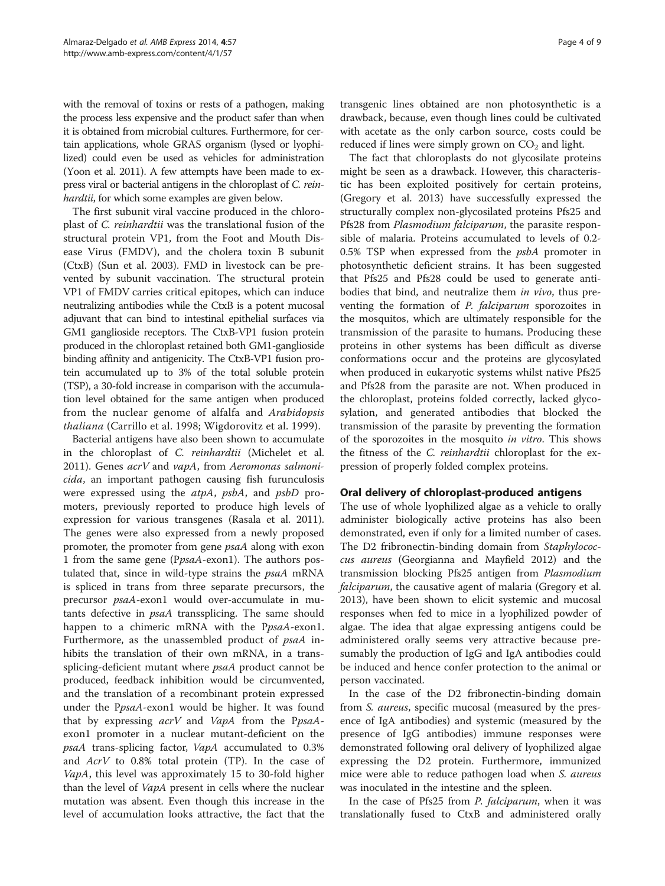with the removal of toxins or rests of a pathogen, making the process less expensive and the product safer than when it is obtained from microbial cultures. Furthermore, for certain applications, whole GRAS organism (lysed or lyophilized) could even be used as vehicles for administration (Yoon et al. 2011). A few attempts have been made to express viral or bacterial antigens in the chloroplast of *C. reinhardtii*, for which some examples are given below.

The first subunit viral vaccine produced in the chloroplast of *C. reinhardtii* was the translational fusion of the structural protein VP1, from the Foot and Mouth Disease Virus (FMDV), and the cholera toxin B subunit (CtxB) (Sun et al. 2003). FMD in livestock can be prevented by subunit vaccination. The structural protein VP1 of FMDV carries critical epitopes, which can induce neutralizing antibodies while the CtxB is a potent mucosal adjuvant that can bind to intestinal epithelial surfaces via GM1 ganglioside receptors. The CtxB-VP1 fusion protein produced in the chloroplast retained both GM1-ganglioside binding affinity and antigenicity. The CtxB-VP1 fusion protein accumulated up to 3% of the total soluble protein (TSP), a 30-fold increase in comparison with the accumulation level obtained for the same antigen when produced from the nuclear genome of alfalfa and *Arabidopsis thaliana* (Carrillo et al. 1998; Wigdorovitz et al. 1999).

Bacterial antigens have also been shown to accumulate in the chloroplast of *C. reinhardtii* (Michelet et al. 2011). Genes *acrV* and *vapA*, from *Aeromonas salmonicida*, an important pathogen causing fish furunculosis were expressed using the *atpA*, *psbA*, and *psbD* promoters, previously reported to produce high levels of expression for various transgenes (Rasala et al. 2011). The genes were also expressed from a newly proposed promoter, the promoter from gene *psaA* along with exon 1 from the same gene (P*psaA*-exon1). The authors postulated that, since in wild-type strains the *psaA* mRNA is spliced in trans from three separate precursors, the precursor *psaA*-exon1 would over-accumulate in mutants defective in *psaA* transsplicing. The same should happen to a chimeric mRNA with the P*psaA*-exon1. Furthermore, as the unassembled product of *psaA* inhibits the translation of their own mRNA, in a transsplicing-deficient mutant where *psaA* product cannot be produced, feedback inhibition would be circumvented, and the translation of a recombinant protein expressed under the P*psaA*-exon1 would be higher. It was found that by expressing *acrV* and *VapA* from the P*psaA*-exon1 promoter in a nuclear mutant-deficient on the *psaA* trans-splicing factor, *VapA* accumulated to 0.3% and *AcrV* to 0.8% total protein (TP). In the case of *VapA*, this level was approximately 15 to 30-fold higher than the level of *VapA* present in cells where the nuclear mutation was absent. Even though this increase in the level of accumulation looks attractive, the fact that the transgenic lines obtained are non photosynthetic is a drawback, because, even though lines could be cultivated with acetate as the only carbon source, costs could be reduced if lines were simply grown on $CO_2$ and light.

The fact that chloroplasts do not glycosilate proteins might be seen as a drawback. However, this characteristic has been exploited positively for certain proteins, (Gregory et al. 2013) have successfully expressed the structurally complex non-glycosilated proteins Pfs25 and Pfs28 from *Plasmodium falciparum*, the parasite responsible of malaria. Proteins accumulated to levels of 0.2-0.5% TSP when expressed from the *psbA* promoter in photosynthetic deficient strains. It has been suggested that Pfs25 and Pfs28 could be used to generate antibodies that bind, and neutralize them *in vivo*, thus preventing the formation of *P. falciparum* sporozoites in the mosquitos, which are ultimately responsible for the transmission of the parasite to humans. Producing these proteins in other systems has been difficult as diverse conformations occur and the proteins are glycosylated when produced in eukaryotic systems whilst native Pfs25 and Pfs28 from the parasite are not. When produced in the chloroplast, proteins folded correctly, lacked glycosylation, and generated antibodies that blocked the transmission of the parasite by preventing the formation of the sporozoites in the mosquito *in vitro*. This shows the fitness of the *C. reinhardtii* chloroplast for the expression of properly folded complex proteins.

## Oral delivery of chloroplast-produced antigens

The use of whole lyophilized algae as a vehicle to orally administer biologically active proteins has also been demonstrated, even if only for a limited number of cases. The D2 fribronectin-binding domain from *Staphylococcus aureus* (Georgianna and Mayfield 2012) and the transmission blocking Pfs25 antigen from *Plasmodium falciparum*, the causative agent of malaria (Gregory et al. 2013), have been shown to elicit systemic and mucosal responses when fed to mice in a lyophilized powder of algae. The idea that algae expressing antigens could be administered orally seems very attractive because presumably the production of IgG and IgA antibodies could be induced and hence confer protection to the animal or person vaccinated.

In the case of the D2 fribronectin-binding domain from *S. aureus*, specific mucosal (measured by the presence of IgA antibodies) and systemic (measured by the presence of IgG antibodies) immune responses were demonstrated following oral delivery of lyophilized algae expressing the D2 protein. Furthermore, immunized mice were able to reduce pathogen load when *S. aureus* was inoculated in the intestine and the spleen.

In the case of Pfs25 from *P. falciparum*, when it was translationally fused to CtxB and administered orally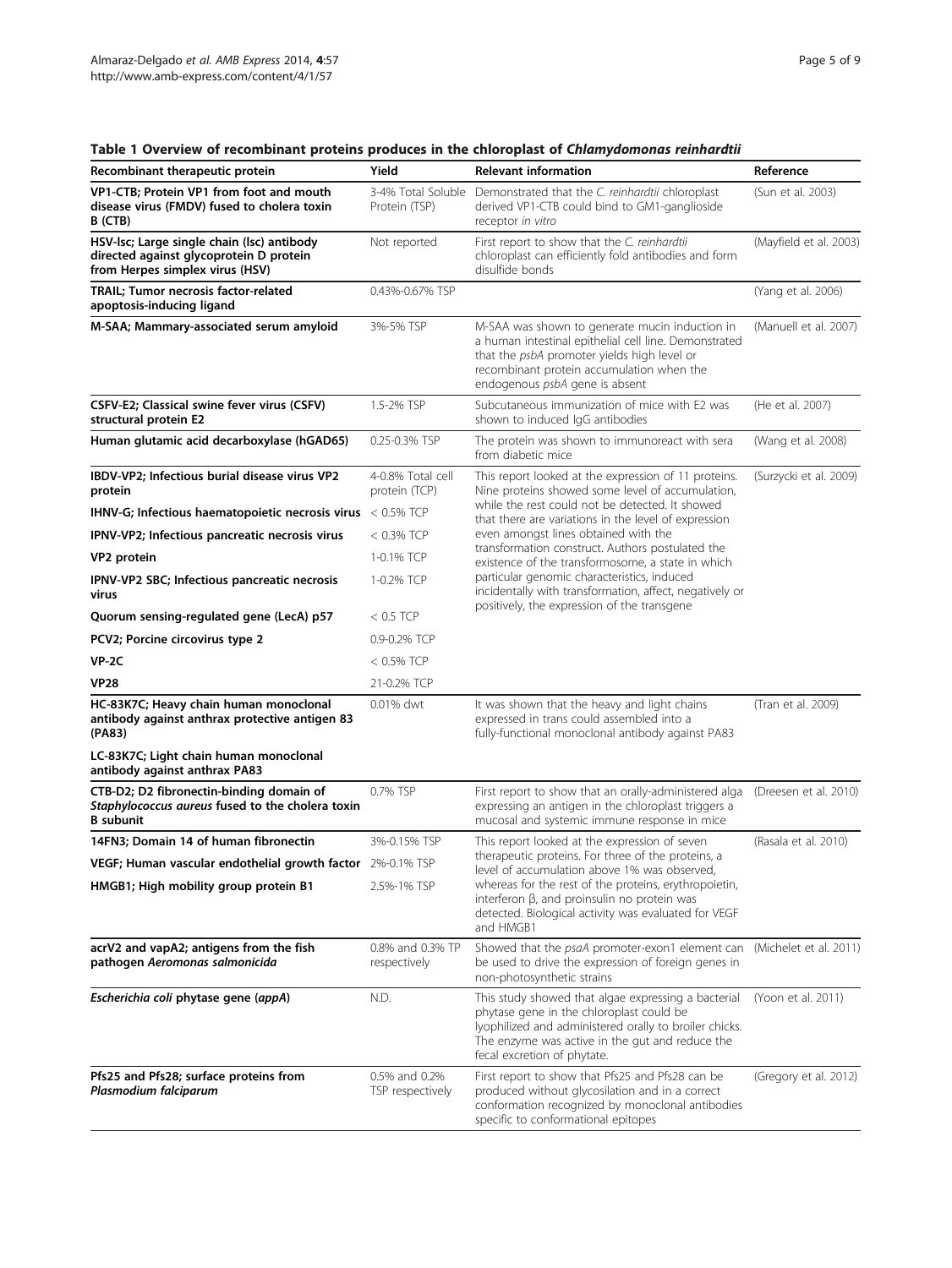**Table 1 Overview of recombinant proteins produces in the chloroplast of *Chlamydomonas reinhardtii***

| Recombinant therapeutic protein | Yield | Relevant information | Reference |
|---|---|---|---|
| **VP1-CTB; Protein VP1 from foot and mouth disease virus (FMDV) fused to cholera toxin B (CTB)** | 3-4% Total Soluble Protein (TSP) | Demonstrated that the *C. reinhardtii* chloroplast derived VP1-CTB could bind to GM1-ganglioside receptor *in vitro* | (Sun et al. 2003) |
| **HSV-lsc; Large single chain (lsc) antibody directed against glycoprotein D protein from Herpes simplex virus (HSV)** | Not reported | First report to show that the *C. reinhardtii* chloroplast can efficiently fold antibodies and form disulfide bonds | (Mayfield et al. 2003) |
| **TRAIL; Tumor necrosis factor-related apoptosis-inducing ligand** | 0.43%-0.67% TSP | | (Yang et al. 2006) |
| **M-SAA; Mammary-associated serum amyloid** | 3%-5% TSP | M-SAA was shown to generate mucin induction in a human intestinal epithelial cell line. Demonstrated that the *psbA* promoter yields high level or recombinant protein accumulation when the endogenous *psbA* gene is absent | (Manuell et al. 2007) |
| **CSFV-E2; Classical swine fever virus (CSFV) structural protein E2** | 1.5-2% TSP | Subcutaneous immunization of mice with E2 was shown to induced IgG antibodies | (He et al. 2007) |
| **Human glutamic acid decarboxylase (hGAD65)** | 0.25-0.3% TSP | The protein was shown to immunoreact with sera from diabetic mice | (Wang et al. 2008) |
| **IBDV-VP2; Infectious burial disease virus VP2 protein** | 4-0.8% Total cell protein (TCP) | This report looked at the expression of 11 proteins. Nine proteins showed some level of accumulation, while the rest could not be detected. It showed that there are variations in the level of expression even amongst lines obtained with the transformation construct. Authors postulated the existence of the transformosome, a state in which particular genomic characteristics, induced incidentally with transformation, affect, negatively or positively, the expression of the transgene | (Surzycki et al. 2009) |
| **IHNV-G; Infectious haematopoietic necrosis virus** | < 0.5% TCP | | |
| **IPNV-VP2; Infectious pancreatic necrosis virus** | < 0.3% TCP | | |
| **VP2 protein** | 1-0.1% TCP | | |
| **IPNV-VP2 SBC; Infectious pancreatic necrosis virus** | 1-0.2% TCP | | |
| **Quorum sensing-regulated gene (LecA) p57** | < 0.5 TCP | | |
| **PCV2; Porcine circovirus type 2** | 0.9-0.2% TCP | | |
| **VP-2C** | < 0.5% TCP | | |
| **VP28** | 21-0.2% TCP | | |
| **HC-83K7C; Heavy chain human monoclonal antibody against anthrax protective antigen 83 (PA83)** | 0.01% dwt | It was shown that the heavy and light chains expressed in trans could assembled into a fully-functional monoclonal antibody against PA83 | (Tran et al. 2009) |
| **LC-83K7C; Light chain human monoclonal antibody against anthrax PA83** | | | |
| **CTB-D2; D2 fibronectin-binding domain of *Staphylococcus aureus* fused to the cholera toxin B subunit** | 0.7% TSP | First report to show that an orally-administered alga expressing an antigen in the chloroplast triggers a mucosal and systemic immune response in mice | (Dreesen et al. 2010) |
| **14FN3; Domain 14 of human fibronectin** | 3%-0.15% TSP | This report looked at the expression of seven therapeutic proteins. For three of the proteins, a level of accumulation above 1% was observed, whereas for the rest of the proteins, erythropoietin, interferon β, and proinsulin no protein was detected. Biological activity was evaluated for VEGF and HMGB1 | (Rasala et al. 2010) |
| **VEGF; Human vascular endothelial growth factor** | 2%-0.1% TSP | | |
| **HMGB1; High mobility group protein B1** | 2.5%-1% TSP | | |
| **acrV2 and vapA2; antigens from the fish pathogen *Aeromonas salmonicida*** | 0.8% and 0.3% TP respectively | Showed that the *psaA* promoter-exon1 element can be used to drive the expression of foreign genes in non-photosynthetic strains | (Michelet et al. 2011) |
| ***Escherichia coli* phytase gene (*appA*)** | N.D. | This study showed that algae expressing a bacterial phytase gene in the chloroplast could be lyophilized and administered orally to broiler chicks. The enzyme was active in the gut and reduce the fecal excretion of phytate. | (Yoon et al. 2011) |
| **Pfs25 and Pfs28; surface proteins from *Plasmodium falciparum*** | 0.5% and 0.2% TSP respectively | First report to show that Pfs25 and Pfs28 can be produced without glycosilation and in a correct conformation recognized by monoclonal antibodies specific to conformational epitopes | (Gregory et al. 2012) |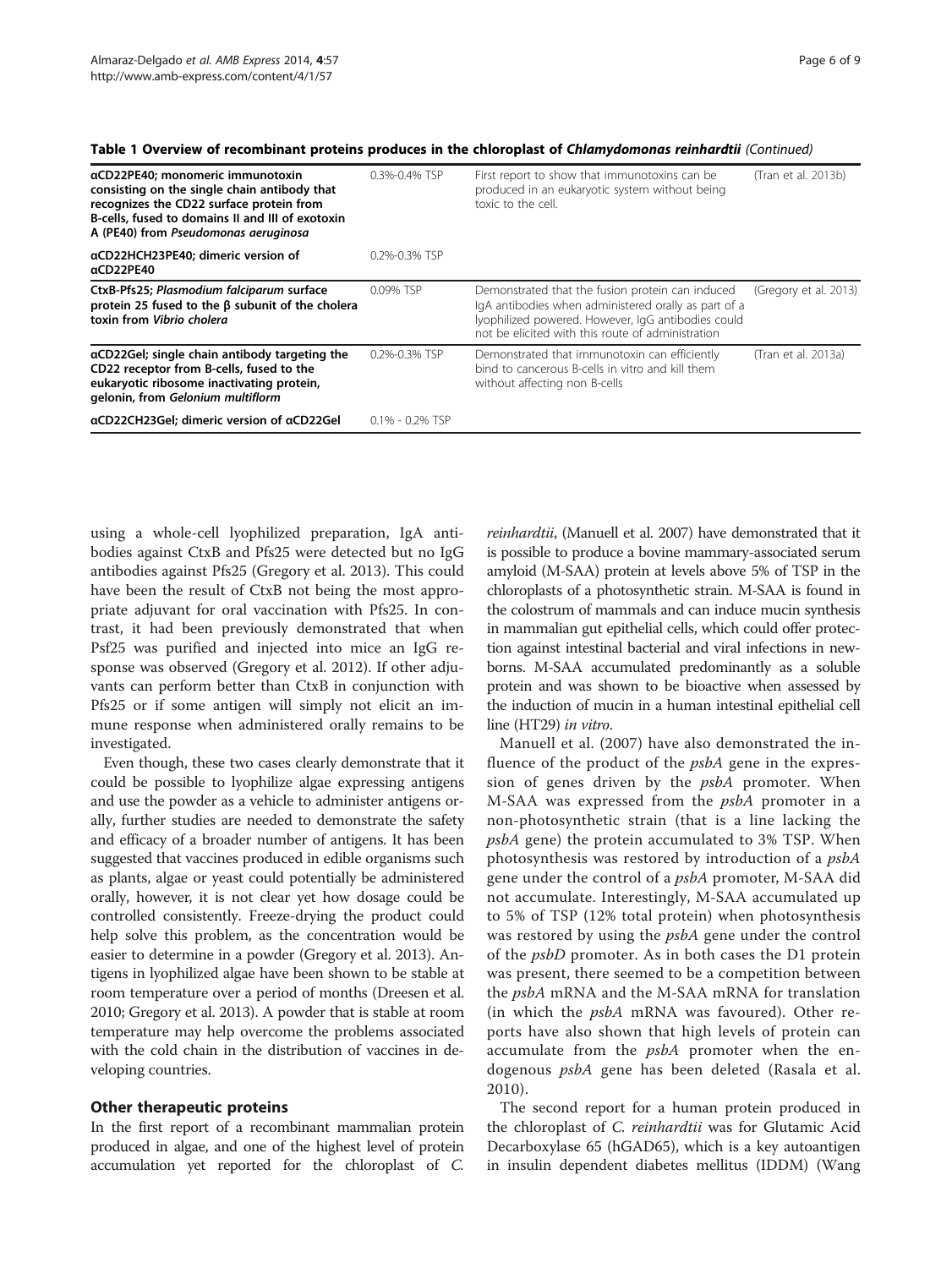**Table 1 Overview of recombinant proteins produces in the chloroplast of *Chlamydomonas reinhardtii* (Continued)**

| | | | |
|---|---|---|---|
| **αCD22PE40; monomeric immunotoxin consisting on the single chain antibody that recognizes the CD22 surface protein from B-cells, fused to domains II and III of exotoxin A (PE40) from *Pseudomonas aeruginosa*** | 0.3%-0.4% TSP | First report to show that immunotoxins can be produced in an eukaryotic system without being toxic to the cell. | (Tran et al. 2013b) |
| **αCD22HCH23PE40; dimeric version of αCD22PE40** | 0.2%-0.3% TSP | | |
| **CtxB-Pfs25; *Plasmodium falciparum* surface protein 25 fused to the β subunit of the cholera toxin from *Vibrio cholera*** | 0.09% TSP | Demonstrated that the fusion protein can induced IgA antibodies when administered orally as part of a lyophilized powered. However, IgG antibodies could not be elicited with this route of administration | (Gregory et al. 2013) |
| **αCD22Gel; single chain antibody targeting the CD22 receptor from B-cells, fused to the eukaryotic ribosome inactivating protein, gelonin, from *Gelonium multiflorm*** | 0.2%-0.3% TSP | Demonstrated that immunotoxin can efficiently bind to cancerous B-cells in vitro and kill them without affecting non B-cells | (Tran et al. 2013a) |
| **αCD22CH23Gel; dimeric version of αCD22Gel** | 0.1% - 0.2% TSP | | |

using a whole-cell lyophilized preparation, IgA antibodies against CtxB and Pfs25 were detected but no IgG antibodies against Pfs25 (Gregory et al. 2013). This could have been the result of CtxB not being the most appropriate adjuvant for oral vaccination with Pfs25. In contrast, it had been previously demonstrated that when Psf25 was purified and injected into mice an IgG response was observed (Gregory et al. 2012). If other adjuvants can perform better than CtxB in conjunction with Pfs25 or if some antigen will simply not elicit an immune response when administered orally remains to be investigated.

Even though, these two cases clearly demonstrate that it could be possible to lyophilize algae expressing antigens and use the powder as a vehicle to administer antigens orally, further studies are needed to demonstrate the safety and efficacy of a broader number of antigens. It has been suggested that vaccines produced in edible organisms such as plants, algae or yeast could potentially be administered orally, however, it is not clear yet how dosage could be controlled consistently. Freeze-drying the product could help solve this problem, as the concentration would be easier to determine in a powder (Gregory et al. 2013). Antigens in lyophilized algae have been shown to be stable at room temperature over a period of months (Dreesen et al. 2010; Gregory et al. 2013). A powder that is stable at room temperature may help overcome the problems associated with the cold chain in the distribution of vaccines in developing countries.

### Other therapeutic proteins

In the first report of a recombinant mammalian protein produced in algae, and one of the highest level of protein accumulation yet reported for the chloroplast of *C. reinhardtii*, (Manuell et al. 2007) have demonstrated that it is possible to produce a bovine mammary-associated serum amyloid (M-SAA) protein at levels above 5% of TSP in the chloroplasts of a photosynthetic strain. M-SAA is found in the colostrum of mammals and can induce mucin synthesis in mammalian gut epithelial cells, which could offer protection against intestinal bacterial and viral infections in newborns. M-SAA accumulated predominantly as a soluble protein and was shown to be bioactive when assessed by the induction of mucin in a human intestinal epithelial cell line (HT29) *in vitro*.

Manuell et al. (2007) have also demonstrated the influence of the product of the *psbA* gene in the expression of genes driven by the *psbA* promoter. When M-SAA was expressed from the *psbA* promoter in a non-photosynthetic strain (that is a line lacking the *psbA* gene) the protein accumulated to 3% TSP. When photosynthesis was restored by introduction of a *psbA* gene under the control of a *psbA* promoter, M-SAA did not accumulate. Interestingly, M-SAA accumulated up to 5% of TSP (12% total protein) when photosynthesis was restored by using the *psbA* gene under the control of the *psbD* promoter. As in both cases the D1 protein was present, there seemed to be a competition between the *psbA* mRNA and the M-SAA mRNA for translation (in which the *psbA* mRNA was favoured). Other reports have also shown that high levels of protein can accumulate from the *psbA* promoter when the endogenous *psbA* gene has been deleted (Rasala et al. 2010).

The second report for a human protein produced in the chloroplast of *C. reinhardtii* was for Glutamic Acid Decarboxylase 65 (hGAD65), which is a key autoantigen in insulin dependent diabetes mellitus (IDDM) (Wang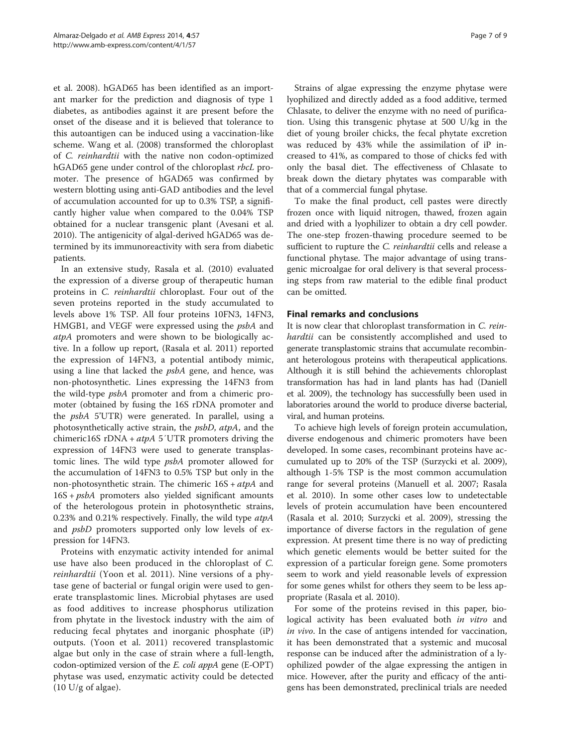et al. 2008). hGAD65 has been identified as an important marker for the prediction and diagnosis of type 1 diabetes, as antibodies against it are present before the onset of the disease and it is believed that tolerance to this autoantigen can be induced using a vaccination-like scheme. Wang et al. (2008) transformed the chloroplast of *C. reinhardtii* with the native non codon-optimized hGAD65 gene under control of the chloroplast *rbcL* promoter. The presence of hGAD65 was confirmed by western blotting using anti-GAD antibodies and the level of accumulation accounted for up to 0.3% TSP, a significantly higher value when compared to the 0.04% TSP obtained for a nuclear transgenic plant (Avesani et al. 2010). The antigenicity of algal-derived hGAD65 was determined by its immunoreactivity with sera from diabetic patients.

In an extensive study, Rasala et al. (2010) evaluated the expression of a diverse group of therapeutic human proteins in *C. reinhardtii* chloroplast. Four out of the seven proteins reported in the study accumulated to levels above 1% TSP. All four proteins 10FN3, 14FN3, HMGB1, and VEGF were expressed using the *psbA* and *atpA* promoters and were shown to be biologically active. In a follow up report, (Rasala et al. 2011) reported the expression of 14FN3, a potential antibody mimic, using a line that lacked the *psbA* gene, and hence, was non-photosynthetic. Lines expressing the 14FN3 from the wild-type *psbA* promoter and from a chimeric promoter (obtained by fusing the 16S rDNA promoter and the *psbA* 5'UTR) were generated. In parallel, using a photosynthetically active strain, the *psbD*, *atpA*, and the chimeric16S rDNA + *atpA* 5′UTR promoters driving the expression of 14FN3 were used to generate transplastomic lines. The wild type *psbA* promoter allowed for the accumulation of 14FN3 to 0.5% TSP but only in the non-photosynthetic strain. The chimeric 16S + *atpA* and 16S + *psbA* promoters also yielded significant amounts of the heterologous protein in photosynthetic strains, 0.23% and 0.21% respectively. Finally, the wild type *atpA* and *psbD* promoters supported only low levels of expression for 14FN3.

Proteins with enzymatic activity intended for animal use have also been produced in the chloroplast of *C. reinhardtii* (Yoon et al. 2011). Nine versions of a phytase gene of bacterial or fungal origin were used to generate transplastomic lines. Microbial phytases are used as food additives to increase phosphorus utilization from phytate in the livestock industry with the aim of reducing fecal phytates and inorganic phosphate (iP) outputs. (Yoon et al. 2011) recovered transplastomic algae but only in the case of strain where a full-length, codon-optimized version of the *E. coli appA* gene (E-OPT) phytase was used, enzymatic activity could be detected (10 U/g of algae).

Strains of algae expressing the enzyme phytase were lyophilized and directly added as a food additive, termed Chlasate, to deliver the enzyme with no need of purification. Using this transgenic phytase at 500 U/kg in the diet of young broiler chicks, the fecal phytate excretion was reduced by 43% while the assimilation of iP increased to 41%, as compared to those of chicks fed with only the basal diet. The effectiveness of Chlasate to break down the dietary phytates was comparable with that of a commercial fungal phytase.

To make the final product, cell pastes were directly frozen once with liquid nitrogen, thawed, frozen again and dried with a lyophilizer to obtain a dry cell powder. The one-step frozen-thawing procedure seemed to be sufficient to rupture the *C. reinhardtii* cells and release a functional phytase. The major advantage of using transgenic microalgae for oral delivery is that several processing steps from raw material to the edible final product can be omitted.

## Final remarks and conclusions

It is now clear that chloroplast transformation in *C. reinhardtii* can be consistently accomplished and used to generate transplastomic strains that accumulate recombinant heterologous proteins with therapeutical applications. Although it is still behind the achievements chloroplast transformation has had in land plants has had (Daniell et al. 2009), the technology has successfully been used in laboratories around the world to produce diverse bacterial, viral, and human proteins.

To achieve high levels of foreign protein accumulation, diverse endogenous and chimeric promoters have been developed. In some cases, recombinant proteins have accumulated up to 20% of the TSP (Surzycki et al. 2009), although 1-5% TSP is the most common accumulation range for several proteins (Manuell et al. 2007; Rasala et al. 2010). In some other cases low to undetectable levels of protein accumulation have been encountered (Rasala et al. 2010; Surzycki et al. 2009), stressing the importance of diverse factors in the regulation of gene expression. At present time there is no way of predicting which genetic elements would be better suited for the expression of a particular foreign gene. Some promoters seem to work and yield reasonable levels of expression for some genes whilst for others they seem to be less appropriate (Rasala et al. 2010).

For some of the proteins revised in this paper, biological activity has been evaluated both *in vitro* and *in vivo*. In the case of antigens intended for vaccination, it has been demonstrated that a systemic and mucosal response can be induced after the administration of a lyophilized powder of the algae expressing the antigen in mice. However, after the purity and efficacy of the antigens has been demonstrated, preclinical trials are needed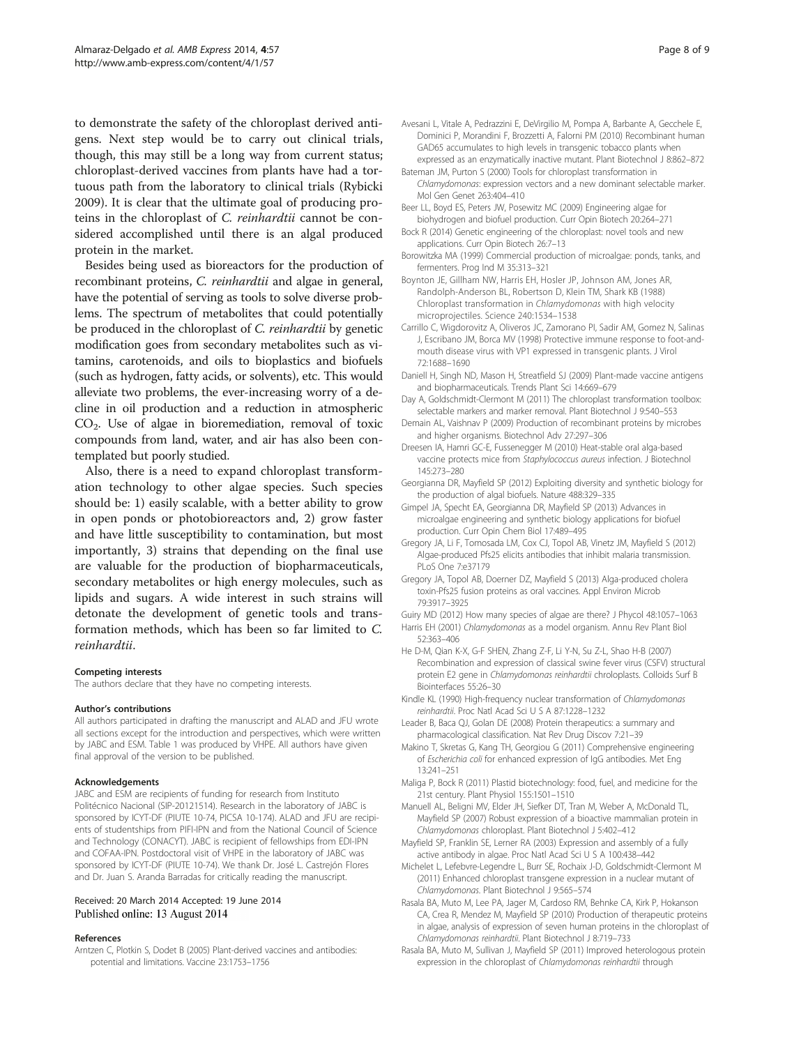to demonstrate the safety of the chloroplast derived antigens. Next step would be to carry out clinical trials, though, this may still be a long way from current status; chloroplast-derived vaccines from plants have had a tortuous path from the laboratory to clinical trials (Rybicki 2009). It is clear that the ultimate goal of producing proteins in the chloroplast of *C. reinhardtii* cannot be considered accomplished until there is an algal produced protein in the market.

Besides being used as bioreactors for the production of recombinant proteins, *C. reinhardtii* and algae in general, have the potential of serving as tools to solve diverse problems. The spectrum of metabolites that could potentially be produced in the chloroplast of *C. reinhardtii* by genetic modification goes from secondary metabolites such as vitamins, carotenoids, and oils to bioplastics and biofuels (such as hydrogen, fatty acids, or solvents), etc. This would alleviate two problems, the ever-increasing worry of a decline in oil production and a reduction in atmospheric $CO_2$. Use of algae in bioremediation, removal of toxic compounds from land, water, and air has also been contemplated but poorly studied.

Also, there is a need to expand chloroplast transformation technology to other algae species. Such species should be: 1) easily scalable, with a better ability to grow in open ponds or photobioreactors and, 2) grow faster and have little susceptibility to contamination, but most importantly, 3) strains that depending on the final use are valuable for the production of biopharmaceuticals, secondary metabolites or high energy molecules, such as lipids and sugars. A wide interest in such strains will detonate the development of genetic tools and transformation methods, which has been so far limited to *C. reinhardtii*.

#### Competing interests
The authors declare that they have no competing interests.

#### Author's contributions
All authors participated in drafting the manuscript and ALAD and JFU wrote all sections except for the introduction and perspectives, which were written by JABC and ESM. Table 1 was produced by VHPE. All authors have given final approval of the version to be published.

#### Acknowledgements
JABC and ESM are recipients of funding for research from Instituto Politécnico Nacional (SIP-20121514). Research in the laboratory of JABC is sponsored by ICYT-DF (PIUTE 10-74, PICSA 10-174). ALAD and JFU are recipients of studentships from PIFI-IPN and from the National Council of Science and Technology (CONACYT). JABC is recipient of fellowships from EDI-IPN and COFAA-IPN. Postdoctoral visit of VHPE in the laboratory of JABC was sponsored by ICYT-DF (PIUTE 10-74). We thank Dr. José L. Castrejón Flores and Dr. Juan S. Aranda Barradas for critically reading the manuscript.

Received: 20 March 2014 Accepted: 19 June 2014
Published online: 13 August 2014

#### References

Arntzen C, Plotkin S, Dodet B (2005) Plant-derived vaccines and antibodies: potential and limitations. Vaccine 23:1753–1756

Avesani L, Vitale A, Pedrazzini E, DeVirgilio M, Pompa A, Barbante A, Gecchele E, Dominici P, Morandini F, Brozzetti A, Falorni PM (2010) Recombinant human GAD65 accumulates to high levels in transgenic tobacco plants when expressed as an enzymatically inactive mutant. Plant Biotechnol J 8:862–872

Bateman JM, Purton S (2000) Tools for chloroplast transformation in *Chlamydomonas*: expression vectors and a new dominant selectable marker. Mol Gen Genet 263:404–410

Beer LL, Boyd ES, Peters JW, Posewitz MC (2009) Engineering algae for biohydrogen and biofuel production. Curr Opin Biotech 20:264–271

Bock R (2014) Genetic engineering of the chloroplast: novel tools and new applications. Curr Opin Biotech 26:7–13

Borowitzka MA (1999) Commercial production of microalgae: ponds, tanks, and fermenters. Prog Ind M 35:313–321

Boynton JE, Gillham NW, Harris EH, Hosler JP, Johnson AM, Jones AR, Randolph-Anderson BL, Robertson D, Klein TM, Shark KB (1988) Chloroplast transformation in *Chlamydomonas* with high velocity microprojectiles. Science 240:1534–1538

Carrillo C, Wigdorovitz A, Oliveros JC, Zamorano PI, Sadir AM, Gomez N, Salinas J, Escribano JM, Borca MV (1998) Protective immune response to foot-and-mouth disease virus with VP1 expressed in transgenic plants. J Virol 72:1688–1690

Daniell H, Singh ND, Mason H, Streatfield SJ (2009) Plant-made vaccine antigens and biopharmaceuticals. Trends Plant Sci 14:669–679

Day A, Goldschmidt-Clermont M (2011) The chloroplast transformation toolbox: selectable markers and marker removal. Plant Biotechnol J 9:540–553

Demain AL, Vaishnav P (2009) Production of recombinant proteins by microbes and higher organisms. Biotechnol Adv 27:297–306

Dreesen IA, Hamri GC-E, Fussenegger M (2010) Heat-stable oral alga-based vaccine protects mice from *Staphylococcus aureus* infection. J Biotechnol 145:273–280

Georgianna DR, Mayfield SP (2012) Exploiting diversity and synthetic biology for the production of algal biofuels. Nature 488:329–335

Gimpel JA, Specht EA, Georgianna DR, Mayfield SP (2013) Advances in microalgae engineering and synthetic biology applications for biofuel production. Curr Opin Chem Biol 17:489–495

Gregory JA, Li F, Tomosada LM, Cox CJ, Topol AB, Vinetz JM, Mayfield S (2012) Algae-produced Pfs25 elicits antibodies that inhibit malaria transmission. PLoS One 7:e37179

Gregory JA, Topol AB, Doerner DZ, Mayfield S (2013) Alga-produced cholera toxin-Pfs25 fusion proteins as oral vaccines. Appl Environ Microb 79:3917–3925

Guiry MD (2012) How many species of algae are there? J Phycol 48:1057–1063

Harris EH (2001) *Chlamydomonas* as a model organism. Annu Rev Plant Biol 52:363–406

He D-M, Qian K-X, G-F SHEN, Zhang Z-F, Li Y-N, Su Z-L, Shao H-B (2007) Recombination and expression of classical swine fever virus (CSFV) structural protein E2 gene in *Chlamydomonas reinhardtii* chroloplasts. Colloids Surf B Biointerfaces 55:26–30

Kindle KL (1990) High-frequency nuclear transformation of *Chlamydomonas reinhardtii*. Proc Natl Acad Sci U S A 87:1228–1232

Leader B, Baca QJ, Golan DE (2008) Protein therapeutics: a summary and pharmacological classification. Nat Rev Drug Discov 7:21–39

Makino T, Skretas G, Kang TH, Georgiou G (2011) Comprehensive engineering of *Escherichia coli* for enhanced expression of IgG antibodies. Met Eng 13:241–251

Maliga P, Bock R (2011) Plastid biotechnology: food, fuel, and medicine for the 21st century. Plant Physiol 155:1501–1510

Manuell AL, Beligni MV, Elder JH, Siefker DT, Tran M, Weber A, McDonald TL, Mayfield SP (2007) Robust expression of a bioactive mammalian protein in *Chlamydomonas* chloroplast. Plant Biotechnol J 5:402–412

Mayfield SP, Franklin SE, Lerner RA (2003) Expression and assembly of a fully active antibody in algae. Proc Natl Acad Sci U S A 100:438–442

Michelet L, Lefebvre-Legendre L, Burr SE, Rochaix J-D, Goldschmidt-Clermont M (2011) Enhanced chloroplast transgene expression in a nuclear mutant of *Chlamydomonas*. Plant Biotechnol J 9:565–574

Rasala BA, Muto M, Lee PA, Jager M, Cardoso RM, Behnke CA, Kirk P, Hokanson CA, Crea R, Mendez M, Mayfield SP (2010) Production of therapeutic proteins in algae, analysis of expression of seven human proteins in the chloroplast of *Chlamydomonas reinhardtii*. Plant Biotechnol J 8:719–733

Rasala BA, Muto M, Sullivan J, Mayfield SP (2011) Improved heterologous protein expression in the chloroplast of *Chlamydomonas reinhardtii* through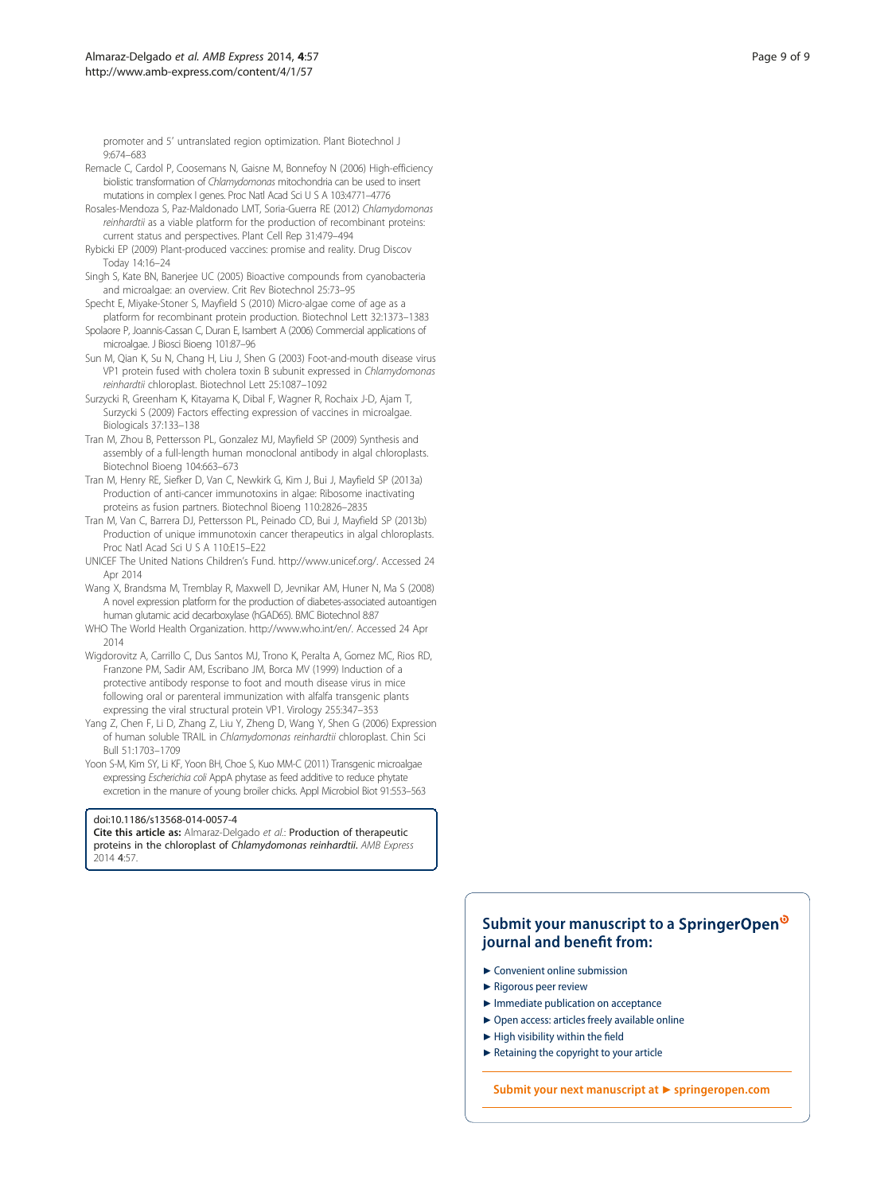promoter and 5′ untranslated region optimization. Plant Biotechnol J 9:674–683

Remacle C, Cardol P, Coosemans N, Gaisne M, Bonnefoy N (2006) High-efficiency biolistic transformation of *Chlamydomonas* mitochondria can be used to insert mutations in complex I genes. Proc Natl Acad Sci U S A 103:4771–4776

Rosales-Mendoza S, Paz-Maldonado LMT, Soria-Guerra RE (2012) *Chlamydomonas reinhardtii* as a viable platform for the production of recombinant proteins: current status and perspectives. Plant Cell Rep 31:479–494

Rybicki EP (2009) Plant-produced vaccines: promise and reality. Drug Discov Today 14:16–24

Singh S, Kate BN, Banerjee UC (2005) Bioactive compounds from cyanobacteria and microalgae: an overview. Crit Rev Biotechnol 25:73–95

Specht E, Miyake-Stoner S, Mayfield S (2010) Micro-algae come of age as a platform for recombinant protein production. Biotechnol Lett 32:1373–1383

Spolaore P, Joannis-Cassan C, Duran E, Isambert A (2006) Commercial applications of microalgae. J Biosci Bioeng 101:87–96

Sun M, Qian K, Su N, Chang H, Liu J, Shen G (2003) Foot-and-mouth disease virus VP1 protein fused with cholera toxin B subunit expressed in *Chlamydomonas reinhardtii* chloroplast. Biotechnol Lett 25:1087–1092

Surzycki R, Greenham K, Kitayama K, Dibal F, Wagner R, Rochaix J-D, Ajam T, Surzycki S (2009) Factors effecting expression of vaccines in microalgae. Biologicals 37:133–138

Tran M, Zhou B, Pettersson PL, Gonzalez MJ, Mayfield SP (2009) Synthesis and assembly of a full-length human monoclonal antibody in algal chloroplasts. Biotechnol Bioeng 104:663–673

Tran M, Henry RE, Siefker D, Van C, Newkirk G, Kim J, Bui J, Mayfield SP (2013a) Production of anti-cancer immunotoxins in algae: Ribosome inactivating proteins as fusion partners. Biotechnol Bioeng 110:2826–2835

Tran M, Van C, Barrera DJ, Pettersson PL, Peinado CD, Bui J, Mayfield SP (2013b) Production of unique immunotoxin cancer therapeutics in algal chloroplasts. Proc Natl Acad Sci U S A 110:E15–E22

UNICEF The United Nations Children's Fund. http://www.unicef.org/. Accessed 24 Apr 2014

Wang X, Brandsma M, Tremblay R, Maxwell D, Jevnikar AM, Huner N, Ma S (2008) A novel expression platform for the production of diabetes-associated autoantigen human glutamic acid decarboxylase (hGAD65). BMC Biotechnol 8:87

WHO The World Health Organization. http://www.who.int/en/. Accessed 24 Apr 2014

Wigdorovitz A, Carrillo C, Dus Santos MJ, Trono K, Peralta A, Gomez MC, Rios RD, Franzone PM, Sadir AM, Escribano JM, Borca MV (1999) Induction of a protective antibody response to foot and mouth disease virus in mice following oral or parenteral immunization with alfalfa transgenic plants expressing the viral structural protein VP1. Virology 255:347–353

Yang Z, Chen F, Li D, Zhang Z, Liu Y, Zheng D, Wang Y, Shen G (2006) Expression of human soluble TRAIL in *Chlamydomonas reinhardtii* chloroplast. Chin Sci Bull 51:1703–1709

Yoon S-M, Kim SY, Li KF, Yoon BH, Choe S, Kuo MM-C (2011) Transgenic microalgae expressing *Escherichia coli* AppA phytase as feed additive to reduce phytate excretion in the manure of young broiler chicks. Appl Microbiol Biot 91:553–563

doi:10.1186/s13568-014-0057-4

**Cite this article as:** Almaraz-Delgado *et al.*: Production of therapeutic proteins in the chloroplast of *Chlamydomonas reinhardtii*. *AMB Express* 2014 **4**:57.

**Submit your manuscript to a SpringerOpen journal and benefit from:**

- ► Convenient online submission
- ► Rigorous peer review
- ► Immediate publication on acceptance
- ► Open access: articles freely available online
- ► High visibility within the field
- ► Retaining the copyright to your article

**Submit your next manuscript at ► springeropen.com**